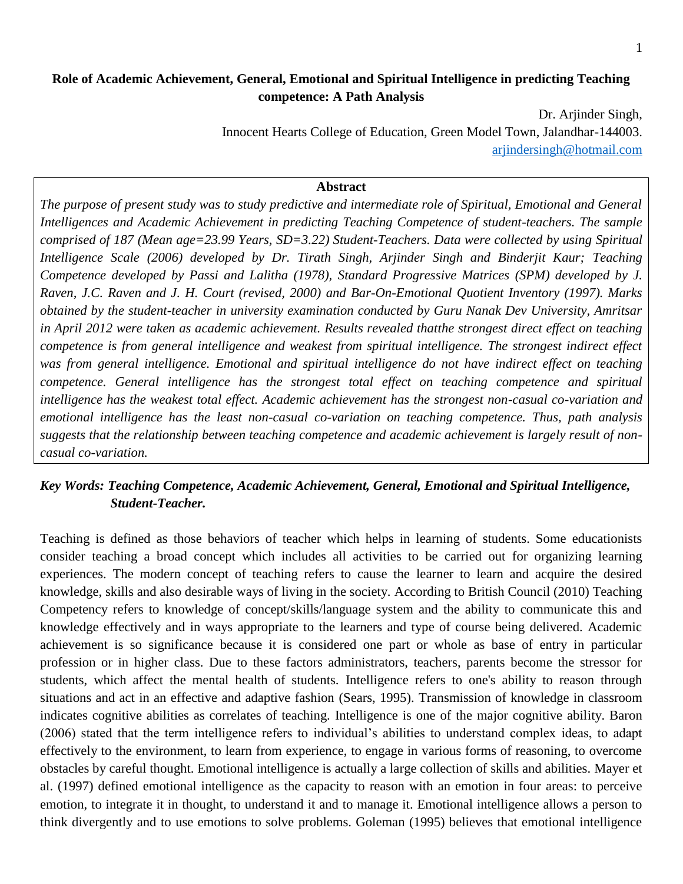# Role of Academic Achievement, General, Emotional and Spiritual Intelligence in predicting Teaching competence: A Path Analysis

Dr. Arjinder Singh,
Innocent Hearts College of Education, Green Model Town, Jalandhar-144003.
arjindersingh@hotmail.com

**Abstract**

*The purpose of present study was to study predictive and intermediate role of Spiritual, Emotional and General Intelligences and Academic Achievement in predicting Teaching Competence of student-teachers. The sample comprised of 187 (Mean age=23.99 Years, SD=3.22) Student-Teachers. Data were collected by using Spiritual Intelligence Scale (2006) developed by Dr. Tirath Singh, Arjinder Singh and Binderjit Kaur; Teaching Competence developed by Passi and Lalitha (1978), Standard Progressive Matrices (SPM) developed by J. Raven, J.C. Raven and J. H. Court (revised, 2000) and Bar-On-Emotional Quotient Inventory (1997). Marks obtained by the student-teacher in university examination conducted by Guru Nanak Dev University, Amritsar in April 2012 were taken as academic achievement. Results revealed thatthe strongest direct effect on teaching competence is from general intelligence and weakest from spiritual intelligence. The strongest indirect effect was from general intelligence. Emotional and spiritual intelligence do not have indirect effect on teaching competence. General intelligence has the strongest total effect on teaching competence and spiritual intelligence has the weakest total effect. Academic achievement has the strongest non-casual co-variation and emotional intelligence has the least non-casual co-variation on teaching competence. Thus, path analysis suggests that the relationship between teaching competence and academic achievement is largely result of non-casual co-variation.*

***Key Words: Teaching Competence, Academic Achievement, General, Emotional and Spiritual Intelligence, Student-Teacher.***

Teaching is defined as those behaviors of teacher which helps in learning of students. Some educationists consider teaching a broad concept which includes all activities to be carried out for organizing learning experiences. The modern concept of teaching refers to cause the learner to learn and acquire the desired knowledge, skills and also desirable ways of living in the society. According to British Council (2010) Teaching Competency refers to knowledge of concept/skills/language system and the ability to communicate this and knowledge effectively and in ways appropriate to the learners and type of course being delivered. Academic achievement is so significance because it is considered one part or whole as base of entry in particular profession or in higher class. Due to these factors administrators, teachers, parents become the stressor for students, which affect the mental health of students. Intelligence refers to one's ability to reason through situations and act in an effective and adaptive fashion (Sears, 1995). Transmission of knowledge in classroom indicates cognitive abilities as correlates of teaching. Intelligence is one of the major cognitive ability. Baron (2006) stated that the term intelligence refers to individual's abilities to understand complex ideas, to adapt effectively to the environment, to learn from experience, to engage in various forms of reasoning, to overcome obstacles by careful thought. Emotional intelligence is actually a large collection of skills and abilities. Mayer et al. (1997) defined emotional intelligence as the capacity to reason with an emotion in four areas: to perceive emotion, to integrate it in thought, to understand it and to manage it. Emotional intelligence allows a person to think divergently and to use emotions to solve problems. Goleman (1995) believes that emotional intelligence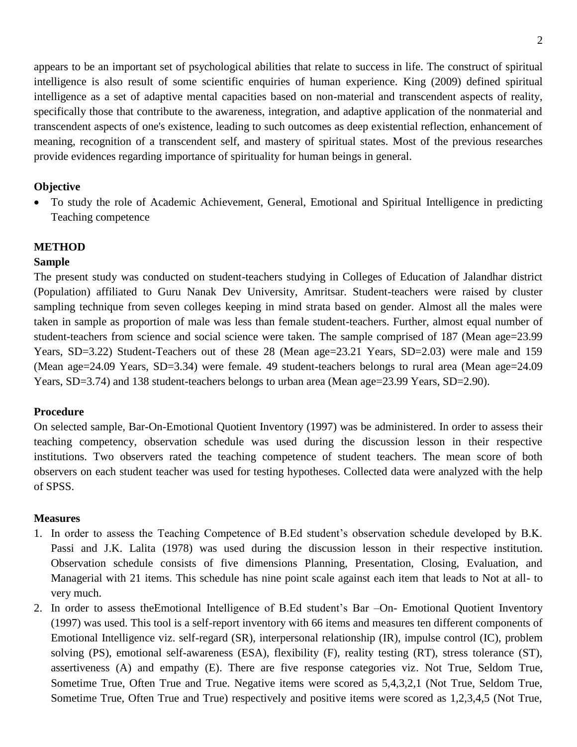appears to be an important set of psychological abilities that relate to success in life. The construct of spiritual intelligence is also result of some scientific enquiries of human experience. King (2009) defined spiritual intelligence as a set of adaptive mental capacities based on non-material and transcendent aspects of reality, specifically those that contribute to the awareness, integration, and adaptive application of the nonmaterial and transcendent aspects of one's existence, leading to such outcomes as deep existential reflection, enhancement of meaning, recognition of a transcendent self, and mastery of spiritual states. Most of the previous researches provide evidences regarding importance of spirituality for human beings in general.

### Objective

- To study the role of Academic Achievement, General, Emotional and Spiritual Intelligence in predicting Teaching competence

## METHOD

### Sample

The present study was conducted on student-teachers studying in Colleges of Education of Jalandhar district (Population) affiliated to Guru Nanak Dev University, Amritsar. Student-teachers were raised by cluster sampling technique from seven colleges keeping in mind strata based on gender. Almost all the males were taken in sample as proportion of male was less than female student-teachers. Further, almost equal number of student-teachers from science and social science were taken. The sample comprised of 187 (Mean age=23.99 Years, SD=3.22) Student-Teachers out of these 28 (Mean age=23.21 Years, SD=2.03) were male and 159 (Mean age=24.09 Years, SD=3.34) were female. 49 student-teachers belongs to rural area (Mean age=24.09 Years, SD=3.74) and 138 student-teachers belongs to urban area (Mean age=23.99 Years, SD=2.90).

### Procedure

On selected sample, Bar-On-Emotional Quotient Inventory (1997) was be administered. In order to assess their teaching competency, observation schedule was used during the discussion lesson in their respective institutions. Two observers rated the teaching competence of student teachers. The mean score of both observers on each student teacher was used for testing hypotheses. Collected data were analyzed with the help of SPSS.

### Measures

1. In order to assess the Teaching Competence of B.Ed student's observation schedule developed by B.K. Passi and J.K. Lalita (1978) was used during the discussion lesson in their respective institution. Observation schedule consists of five dimensions Planning, Presentation, Closing, Evaluation, and Managerial with 21 items. This schedule has nine point scale against each item that leads to Not at all- to very much.
2. In order to assess theEmotional Intelligence of B.Ed student's Bar –On- Emotional Quotient Inventory (1997) was used. This tool is a self-report inventory with 66 items and measures ten different components of Emotional Intelligence viz. self-regard (SR), interpersonal relationship (IR), impulse control (IC), problem solving (PS), emotional self-awareness (ESA), flexibility (F), reality testing (RT), stress tolerance (ST), assertiveness (A) and empathy (E). There are five response categories viz. Not True, Seldom True, Sometime True, Often True and True. Negative items were scored as 5,4,3,2,1 (Not True, Seldom True, Sometime True, Often True and True) respectively and positive items were scored as 1,2,3,4,5 (Not True,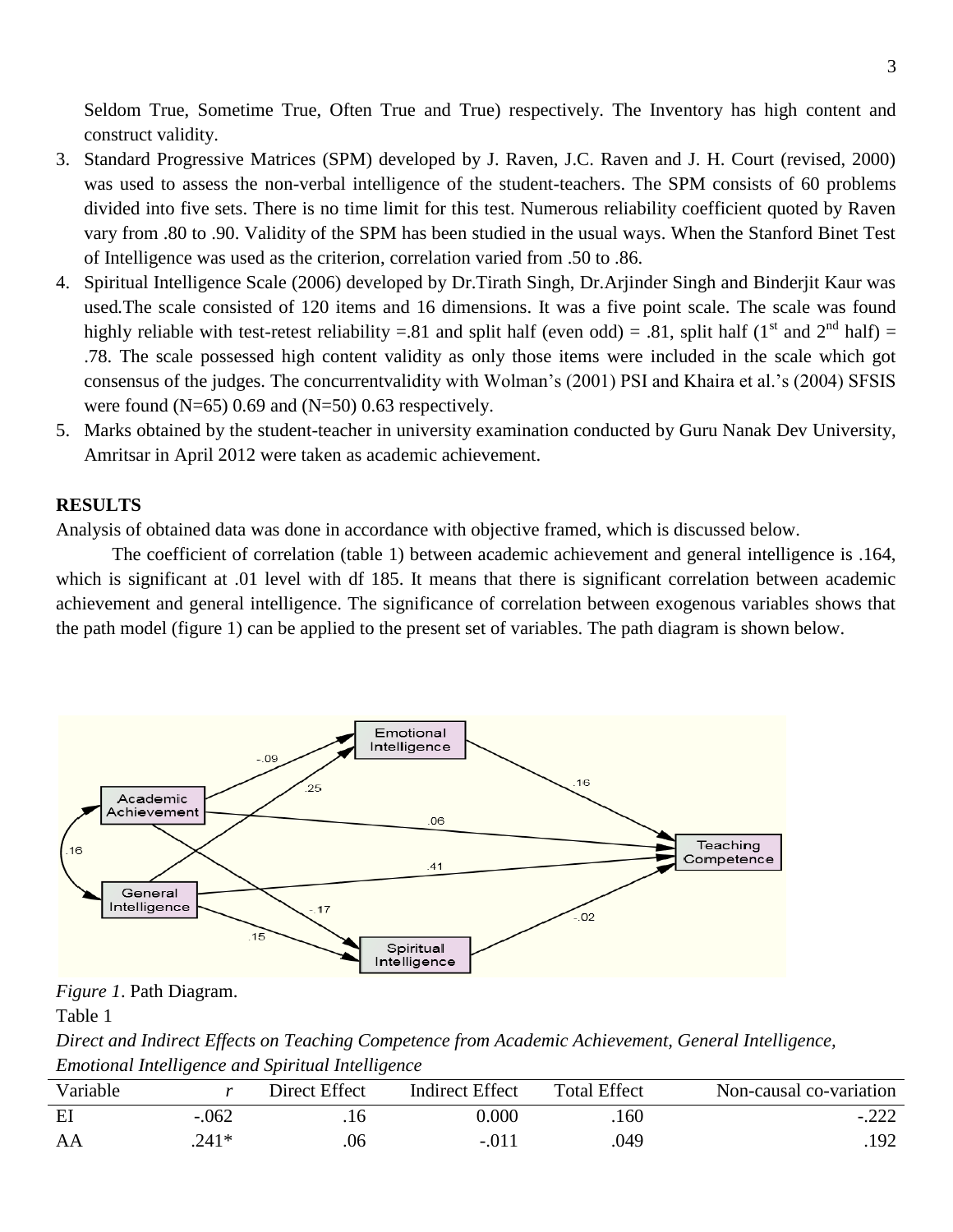Seldom True, Sometime True, Often True and True) respectively. The Inventory has high content and construct validity.

3. Standard Progressive Matrices (SPM) developed by J. Raven, J.C. Raven and J. H. Court (revised, 2000) was used to assess the non-verbal intelligence of the student-teachers. The SPM consists of 60 problems divided into five sets. There is no time limit for this test. Numerous reliability coefficient quoted by Raven vary from .80 to .90. Validity of the SPM has been studied in the usual ways. When the Stanford Binet Test of Intelligence was used as the criterion, correlation varied from .50 to .86.
4. Spiritual Intelligence Scale (2006) developed by Dr.Tirath Singh, Dr.Arjinder Singh and Binderjit Kaur was used.The scale consisted of 120 items and 16 dimensions. It was a five point scale. The scale was found highly reliable with test-retest reliability =.81 and split half (even odd) = .81, split half (1st and 2nd half) = .78. The scale possessed high content validity as only those items were included in the scale which got consensus of the judges. The concurrentvalidity with Wolman's (2001) PSI and Khaira et al.'s (2004) SFSIS were found (N=65) 0.69 and (N=50) 0.63 respectively.
5. Marks obtained by the student-teacher in university examination conducted by Guru Nanak Dev University, Amritsar in April 2012 were taken as academic achievement.

**RESULTS**

Analysis of obtained data was done in accordance with objective framed, which is discussed below.

The coefficient of correlation (table 1) between academic achievement and general intelligence is .164, which is significant at .01 level with df 185. It means that there is significant correlation between academic achievement and general intelligence. The significance of correlation between exogenous variables shows that the path model (figure 1) can be applied to the present set of variables. The path diagram is shown below.

*Figure 1*. Path Diagram.

Table 1

*Direct and Indirect Effects on Teaching Competence from Academic Achievement, General Intelligence, Emotional Intelligence and Spiritual Intelligence*

| Variable | *r* | Direct Effect | Indirect Effect | Total Effect | Non-causal co-variation |
|---|---|---|---|---|---|
| EI | -.062 | .16 | 0.000 | .160 | -.222 |
| AA | .241* | .06 | -.011 | .049 | .192 |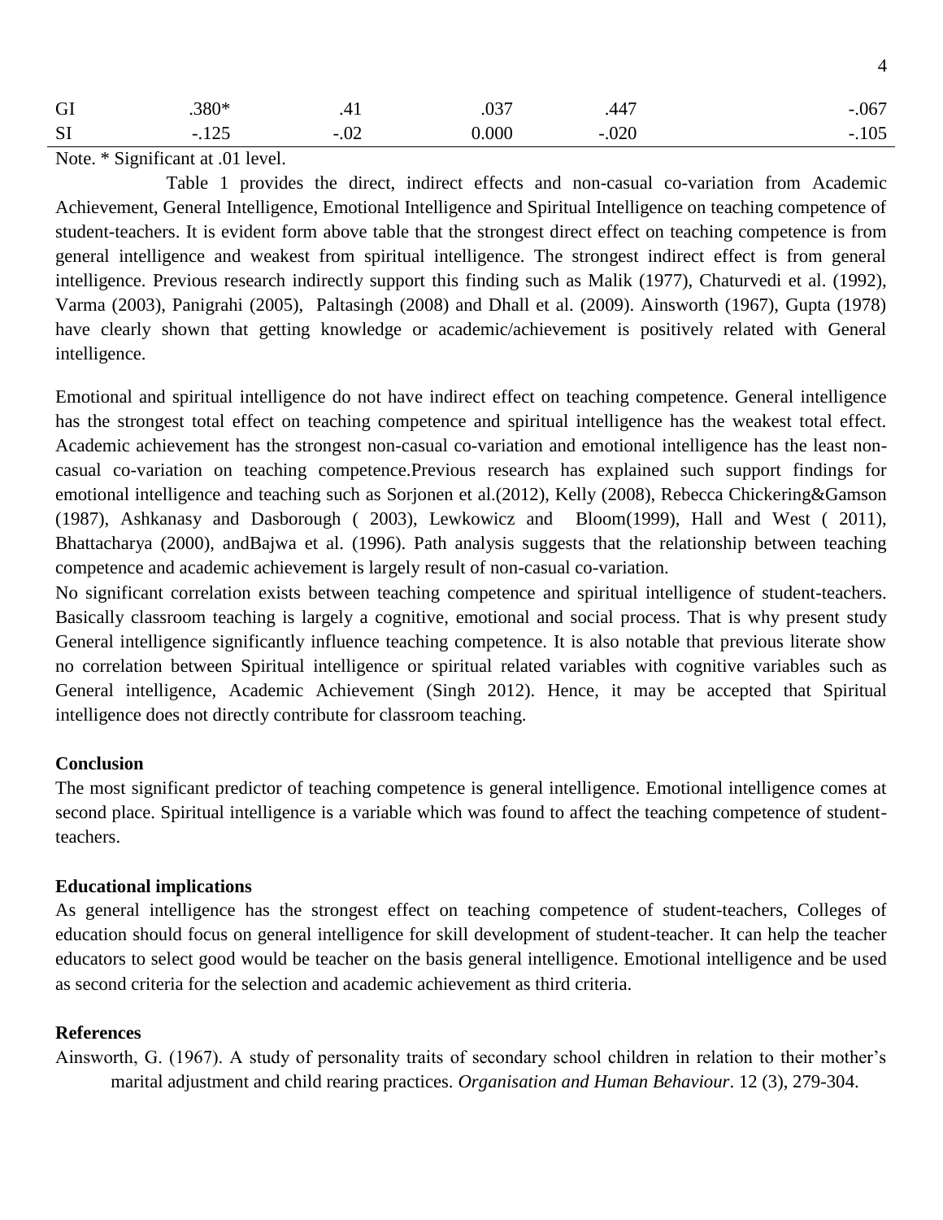| | | | | | |
|---|---|---|---|---|---|
| GI | .380* | .41 | .037 | .447 | -.067 |
| SI | -.125 | -.02 | 0.000 | -.020 | -.105 |

Note. * Significant at .01 level.

Table 1 provides the direct, indirect effects and non-casual co-variation from Academic Achievement, General Intelligence, Emotional Intelligence and Spiritual Intelligence on teaching competence of student-teachers. It is evident form above table that the strongest direct effect on teaching competence is from general intelligence and weakest from spiritual intelligence. The strongest indirect effect is from general intelligence. Previous research indirectly support this finding such as Malik (1977), Chaturvedi et al. (1992), Varma (2003), Panigrahi (2005), Paltasingh (2008) and Dhall et al. (2009). Ainsworth (1967), Gupta (1978) have clearly shown that getting knowledge or academic/achievement is positively related with General intelligence.

Emotional and spiritual intelligence do not have indirect effect on teaching competence. General intelligence has the strongest total effect on teaching competence and spiritual intelligence has the weakest total effect. Academic achievement has the strongest non-casual co-variation and emotional intelligence has the least non-casual co-variation on teaching competence.Previous research has explained such support findings for emotional intelligence and teaching such as Sorjonen et al.(2012), Kelly (2008), Rebecca Chickering&Gamson (1987), Ashkanasy and Dasborough ( 2003), Lewkowicz and Bloom(1999), Hall and West ( 2011), Bhattacharya (2000), andBajwa et al. (1996). Path analysis suggests that the relationship between teaching competence and academic achievement is largely result of non-casual co-variation.

No significant correlation exists between teaching competence and spiritual intelligence of student-teachers. Basically classroom teaching is largely a cognitive, emotional and social process. That is why present study General intelligence significantly influence teaching competence. It is also notable that previous literate show no correlation between Spiritual intelligence or spiritual related variables with cognitive variables such as General intelligence, Academic Achievement (Singh 2012). Hence, it may be accepted that Spiritual intelligence does not directly contribute for classroom teaching.

**Conclusion**

The most significant predictor of teaching competence is general intelligence. Emotional intelligence comes at second place. Spiritual intelligence is a variable which was found to affect the teaching competence of student-teachers.

**Educational implications**

As general intelligence has the strongest effect on teaching competence of student-teachers, Colleges of education should focus on general intelligence for skill development of student-teacher. It can help the teacher educators to select good would be teacher on the basis general intelligence. Emotional intelligence and be used as second criteria for the selection and academic achievement as third criteria.

**References**

Ainsworth, G. (1967). A study of personality traits of secondary school children in relation to their mother's marital adjustment and child rearing practices. *Organisation and Human Behaviour*. 12 (3), 279-304.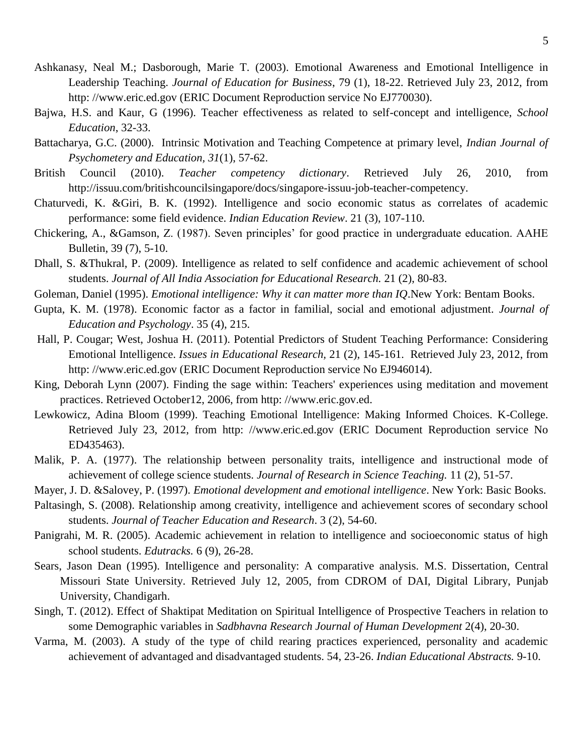Ashkanasy, Neal M.; Dasborough, Marie T. (2003). Emotional Awareness and Emotional Intelligence in Leadership Teaching. *Journal of Education for Business*, 79 (1), 18-22. Retrieved July 23, 2012, from http: //www.eric.ed.gov (ERIC Document Reproduction service No EJ770030).

Bajwa, H.S. and Kaur, G (1996). Teacher effectiveness as related to self-concept and intelligence, *School Education*, 32-33.

Battacharya, G.C. (2000). Intrinsic Motivation and Teaching Competence at primary level, *Indian Journal of Psychometery and Education, 31*(1), 57-62.

British Council (2010). *Teacher competency dictionary*. Retrieved July 26, 2010, from http://issuu.com/britishcouncilsingapore/docs/singapore-issuu-job-teacher-competency.

Chaturvedi, K. &Giri, B. K. (1992). Intelligence and socio economic status as correlates of academic performance: some field evidence. *Indian Education Review*. 21 (3), 107-110.

Chickering, A., &Gamson, Z. (1987). Seven principles' for good practice in undergraduate education. AAHE Bulletin, 39 (7), 5-10.

Dhall, S. &Thukral, P. (2009). Intelligence as related to self confidence and academic achievement of school students. *Journal of All India Association for Educational Research.* 21 (2), 80-83.

Goleman, Daniel (1995). *Emotional intelligence: Why it can matter more than IQ*.New York: Bentam Books.

Gupta, K. M. (1978). Economic factor as a factor in familial, social and emotional adjustment. *Journal of Education and Psychology*. 35 (4), 215.

Hall, P. Cougar; West, Joshua H. (2011). Potential Predictors of Student Teaching Performance: Considering Emotional Intelligence. *Issues in Educational Research,* 21 (2), 145-161. Retrieved July 23, 2012, from http: //www.eric.ed.gov (ERIC Document Reproduction service No EJ946014).

King, Deborah Lynn (2007). Finding the sage within: Teachers' experiences using meditation and movement practices. Retrieved October12, 2006, from http: //www.eric.gov.ed.

Lewkowicz, Adina Bloom (1999). Teaching Emotional Intelligence: Making Informed Choices. K-College. Retrieved July 23, 2012, from http: //www.eric.ed.gov (ERIC Document Reproduction service No ED435463).

Malik, P. A. (1977). The relationship between personality traits, intelligence and instructional mode of achievement of college science students. *Journal of Research in Science Teaching.* 11 (2), 51-57.

Mayer, J. D. &Salovey, P. (1997). *Emotional development and emotional intelligence*. New York: Basic Books.

Paltasingh, S. (2008). Relationship among creativity, intelligence and achievement scores of secondary school students. *Journal of Teacher Education and Research*. 3 (2), 54-60.

Panigrahi, M. R. (2005). Academic achievement in relation to intelligence and socioeconomic status of high school students. *Edutracks.* 6 (9), 26-28.

Sears, Jason Dean (1995). Intelligence and personality: A comparative analysis. M.S. Dissertation, Central Missouri State University. Retrieved July 12, 2005, from CDROM of DAI, Digital Library, Punjab University, Chandigarh.

Singh, T. (2012). Effect of Shaktipat Meditation on Spiritual Intelligence of Prospective Teachers in relation to some Demographic variables in *Sadbhavna Research Journal of Human Development* 2(4), 20-30.

Varma, M. (2003). A study of the type of child rearing practices experienced, personality and academic achievement of advantaged and disadvantaged students. 54, 23-26. *Indian Educational Abstracts.* 9-10.